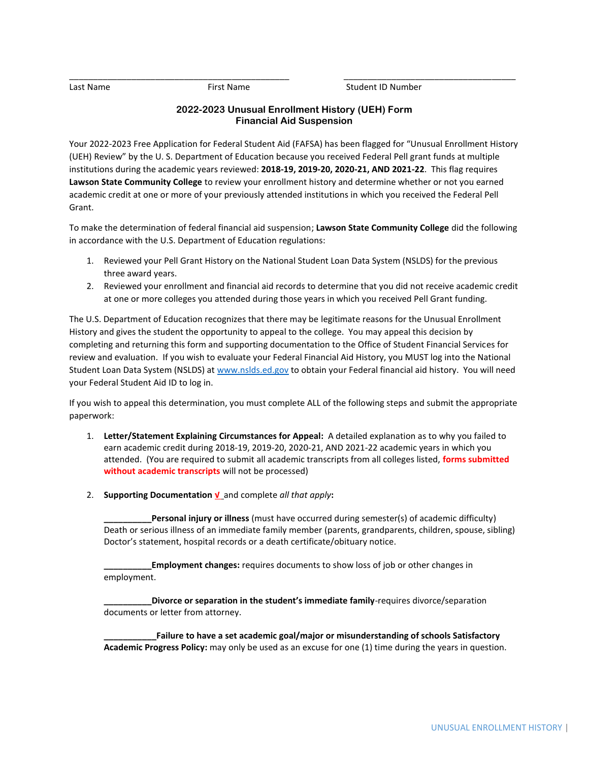_______________________________________________ ____________________________________

Last Name First Name Student ID Number

## 2022-2023 Unusual Enrollment History (UEH) Form
## Financial Aid Suspension

Your 2022-2023 Free Application for Federal Student Aid (FAFSA) has been flagged for "Unusual Enrollment History (UEH) Review" by the U. S. Department of Education because you received Federal Pell grant funds at multiple institutions during the academic years reviewed: **2018-19, 2019-20, 2020-21, AND 2021-22**. This flag requires **Lawson State Community College** to review your enrollment history and determine whether or not you earned academic credit at one or more of your previously attended institutions in which you received the Federal Pell Grant.

To make the determination of federal financial aid suspension; **Lawson State Community College** did the following in accordance with the U.S. Department of Education regulations:

1. Reviewed your Pell Grant History on the National Student Loan Data System (NSLDS) for the previous three award years.
2. Reviewed your enrollment and financial aid records to determine that you did not receive academic credit at one or more colleges you attended during those years in which you received Pell Grant funding.

The U.S. Department of Education recognizes that there may be legitimate reasons for the Unusual Enrollment History and gives the student the opportunity to appeal to the college. You may appeal this decision by completing and returning this form and supporting documentation to the Office of Student Financial Services for review and evaluation. If you wish to evaluate your Federal Financial Aid History, you MUST log into the National Student Loan Data System (NSLDS) at www.nslds.ed.gov to obtain your Federal financial aid history. You will need your Federal Student Aid ID to log in.

If you wish to appeal this determination, you must complete ALL of the following steps and submit the appropriate paperwork:

1. **Letter/Statement Explaining Circumstances for Appeal:** A detailed explanation as to why you failed to earn academic credit during 2018-19, 2019-20, 2020-21, AND 2021-22 academic years in which you attended. (You are required to submit all academic transcripts from all colleges listed, **forms submitted without academic transcripts** will not be processed)

2. **Supporting Documentation** **√** and complete *all that apply***:**

   **__________Personal injury or illness** (must have occurred during semester(s) of academic difficulty) Death or serious illness of an immediate family member (parents, grandparents, children, spouse, sibling) Doctor's statement, hospital records or a death certificate/obituary notice.

   **__________Employment changes:** requires documents to show loss of job or other changes in employment.

   **__________Divorce or separation in the student's immediate family**-requires divorce/separation documents or letter from attorney.

   **___________Failure to have a set academic goal/major or misunderstanding of schools Satisfactory Academic Progress Policy:** may only be used as an excuse for one (1) time during the years in question.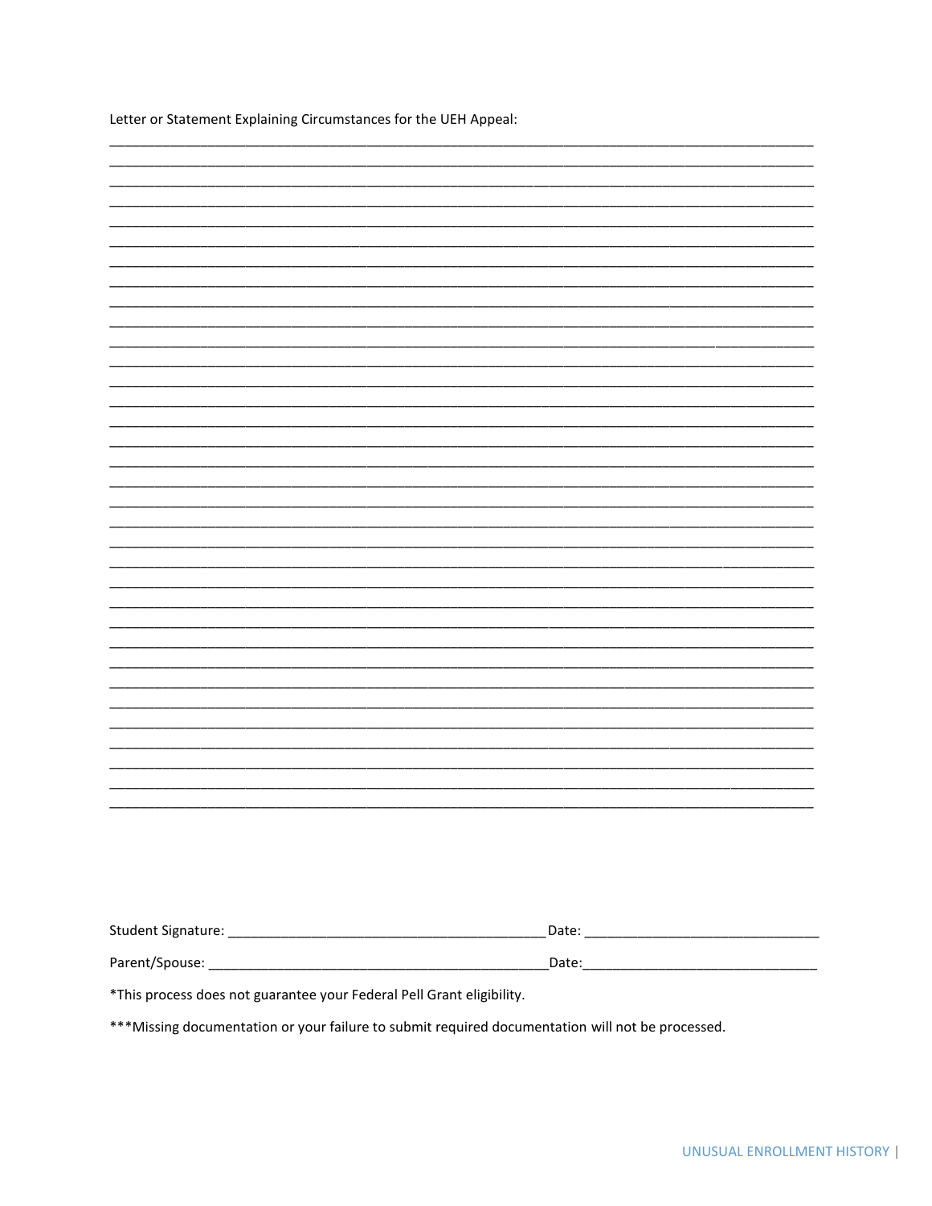Letter or Statement Explaining Circumstances for the UEH Appeal:

_____________________________________________________________________________________
_____________________________________________________________________________________
_____________________________________________________________________________________
_____________________________________________________________________________________
_____________________________________________________________________________________
_____________________________________________________________________________________
_____________________________________________________________________________________
_____________________________________________________________________________________
_____________________________________________________________________________________
_____________________________________________________________________________________
_____________________________________________________________________________________
_____________________________________________________________________________________
_____________________________________________________________________________________
_____________________________________________________________________________________
_____________________________________________________________________________________
_____________________________________________________________________________________
_____________________________________________________________________________________
_____________________________________________________________________________________
_____________________________________________________________________________________
_____________________________________________________________________________________
_____________________________________________________________________________________
_____________________________________________________________________________________
_____________________________________________________________________________________
_____________________________________________________________________________________
_____________________________________________________________________________________
_____________________________________________________________________________________
_____________________________________________________________________________________
_____________________________________________________________________________________
_____________________________________________________________________________________
_____________________________________________________________________________________
_____________________________________________________________________________________
_____________________________________________________________________________________
_____________________________________________________________________________________
_____________________________________________________________________________________

Student Signature: ________________________________________ Date: ______________________________

Parent/Spouse: ____________________________________________ Date: ______________________________

*This process does not guarantee your Federal Pell Grant eligibility.

***Missing documentation or your failure to submit required documentation will not be processed.